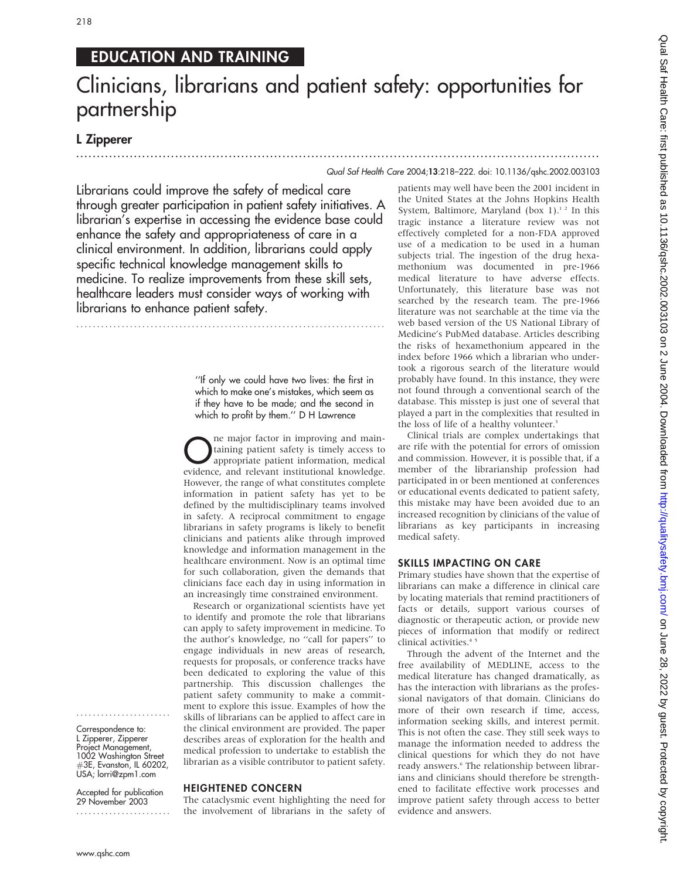## EDUCATION AND TRAINING

# Clinicians, librarians and patient safety: opportunities for partnership

**L Zipperer**

*Qual Saf Health Care* 2004;**13**:218–222. doi: 10.1136/qshc.2002.003103

Librarians could improve the safety of medical care through greater participation in patient safety initiatives. A librarian's expertise in accessing the evidence base could enhance the safety and appropriateness of care in a clinical environment. In addition, librarians could apply specific technical knowledge management skills to medicine. To realize improvements from these skill sets, healthcare leaders must consider ways of working with librarians to enhance patient safety.

Correspondence to: L Zipperer, Zipperer Project Management, 1002 Washington Street #3E, Evanston, IL 60202, USA; lorri@zpm1.com

Accepted for publication 29 November 2003

> "If only we could have two lives: the first in which to make one's mistakes, which seem as if they have to be made; and the second in which to profit by them." D H Lawrence

One major factor in improving and maintaining patient safety is timely access to appropriate patient information, medical evidence, and relevant institutional knowledge. However, the range of what constitutes complete information in patient safety has yet to be defined by the multidisciplinary teams involved in safety. A reciprocal commitment to engage librarians in safety programs is likely to benefit clinicians and patients alike through improved knowledge and information management in the healthcare environment. Now is an optimal time for such collaboration, given the demands that clinicians face each day in using information in an increasingly time constrained environment.

Research or organizational scientists have yet to identify and promote the role that librarians can apply to safety improvement in medicine. To the author's knowledge, no "call for papers" to engage individuals in new areas of research, requests for proposals, or conference tracks have been dedicated to exploring the value of this partnership. This discussion challenges the patient safety community to make a commitment to explore this issue. Examples of how the skills of librarians can be applied to affect care in the clinical environment are provided. The paper describes areas of exploration for the health and medical profession to undertake to establish the librarian as a visible contributor to patient safety.

## HEIGHTENED CONCERN

The cataclysmic event highlighting the need for the involvement of librarians in the safety of patients may well have been the 2001 incident in the United States at the Johns Hopkins Health System, Baltimore, Maryland (box 1).[1,2] In this tragic instance a literature review was not effectively completed for a non-FDA approved use of a medication to be used in a human subjects trial. The ingestion of the drug hexamethonium was documented in pre-1966 medical literature to have adverse effects. Unfortunately, this literature base was not searched by the research team. The pre-1966 literature was not searchable at the time via the web based version of the US National Library of Medicine's PubMed database. Articles describing the risks of hexamethonium appeared in the index before 1966 which a librarian who undertook a rigorous search of the literature would probably have found. In this instance, they were not found through a conventional search of the database. This misstep is just one of several that played a part in the complexities that resulted in the loss of life of a healthy volunteer.[3]

Clinical trials are complex undertakings that are rife with the potential for errors of omission and commission. However, it is possible that, if a member of the librarianship profession had participated in or been mentioned at conferences or educational events dedicated to patient safety, this mistake may have been avoided due to an increased recognition by clinicians of the value of librarians as key participants in increasing medical safety.

## SKILLS IMPACTING ON CARE

Primary studies have shown that the expertise of librarians can make a difference in clinical care by locating materials that remind practitioners of facts or details, support various courses of diagnostic or therapeutic action, or provide new pieces of information that modify or redirect clinical activities.[4,5]

Through the advent of the Internet and the free availability of MEDLINE, access to the medical literature has changed dramatically, as has the interaction with librarians as the professional navigators of that domain. Clinicians do more of their own research if time, access, information seeking skills, and interest permit. This is not often the case. They still seek ways to manage the information needed to address the clinical questions for which they do not have ready answers.[6] The relationship between librarians and clinicians should therefore be strengthened to facilitate effective work processes and improve patient safety through access to better evidence and answers.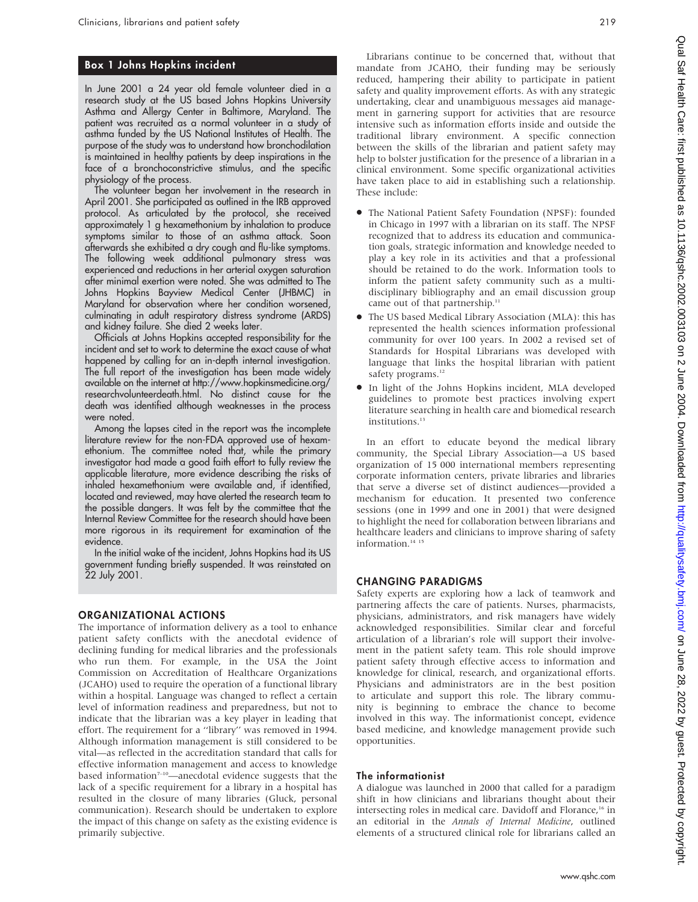## Box 1 Johns Hopkins incident

In June 2001 a 24 year old female volunteer died in a research study at the US based Johns Hopkins University Asthma and Allergy Center in Baltimore, Maryland. The patient was recruited as a normal volunteer in a study of asthma funded by the US National Institutes of Health. The purpose of the study was to understand how bronchodilation is maintained in healthy patients by deep inspirations in the face of a bronchoconstrictive stimulus, and the specific physiology of the process.

The volunteer began her involvement in the research in April 2001. She participated as outlined in the IRB approved protocol. As articulated by the protocol, she received approximately 1 g hexamethonium by inhalation to produce symptoms similar to those of an asthma attack. Soon afterwards she exhibited a dry cough and flu-like symptoms. The following week additional pulmonary stress was experienced and reductions in her arterial oxygen saturation after minimal exertion were noted. She was admitted to The Johns Hopkins Bayview Medical Center (JHBMC) in Maryland for observation where her condition worsened, culminating in adult respiratory distress syndrome (ARDS) and kidney failure. She died 2 weeks later.

Officials at Johns Hopkins accepted responsibility for the incident and set to work to determine the exact cause of what happened by calling for an in-depth internal investigation. The full report of the investigation has been made widely available on the internet at http://www.hopkinsmedicine.org/researchvolunteerdeath.html. No distinct cause for the death was identified although weaknesses in the process were noted.

Among the lapses cited in the report was the incomplete literature review for the non-FDA approved use of hexamethonium. The committee noted that, while the primary investigator had made a good faith effort to fully review the applicable literature, more evidence describing the risks of inhaled hexamethonium were available and, if identified, located and reviewed, may have alerted the research team to the possible dangers. It was felt by the committee that the Internal Review Committee for the research should have been more rigorous in its requirement for examination of the evidence.

In the initial wake of the incident, Johns Hopkins had its US government funding briefly suspended. It was reinstated on 22 July 2001.

## ORGANIZATIONAL ACTIONS

The importance of information delivery as a tool to enhance patient safety conflicts with the anecdotal evidence of declining funding for medical libraries and the professionals who run them. For example, in the USA the Joint Commission on Accreditation of Healthcare Organizations (JCAHO) used to require the operation of a functional library within a hospital. Language was changed to reflect a certain level of information readiness and preparedness, but not to indicate that the librarian was a key player in leading that effort. The requirement for a "library" was removed in 1994. Although information management is still considered to be vital—as reflected in the accreditation standard that calls for effective information management and access to knowledge based information[7–10]—anecdotal evidence suggests that the lack of a specific requirement for a library in a hospital has resulted in the closure of many libraries (Gluck, personal communication). Research should be undertaken to explore the impact of this change on safety as the existing evidence is primarily subjective.

Librarians continue to be concerned that, without that mandate from JCAHO, their funding may be seriously reduced, hampering their ability to participate in patient safety and quality improvement efforts. As with any strategic undertaking, clear and unambiguous messages aid management in garnering support for activities that are resource intensive such as information efforts inside and outside the traditional library environment. A specific connection between the skills of the librarian and patient safety may help to bolster justification for the presence of a librarian in a clinical environment. Some specific organizational activities have taken place to aid in establishing such a relationship. These include:

- The National Patient Safety Foundation (NPSF): founded in Chicago in 1997 with a librarian on its staff. The NPSF recognized that to address its education and communication goals, strategic information and knowledge needed to play a key role in its activities and that a professional should be retained to do the work. Information tools to inform the patient safety community such as a multidisciplinary bibliography and an email discussion group came out of that partnership.[11]
- The US based Medical Library Association (MLA): this has represented the health sciences information professional community for over 100 years. In 2002 a revised set of Standards for Hospital Librarians was developed with language that links the hospital librarian with patient safety programs.[12]
- In light of the Johns Hopkins incident, MLA developed guidelines to promote best practices involving expert literature searching in health care and biomedical research institutions.[13]

In an effort to educate beyond the medical library community, the Special Library Association—a US based organization of 15 000 international members representing corporate information centers, private libraries and libraries that serve a diverse set of distinct audiences—provided a mechanism for education. It presented two conference sessions (one in 1999 and one in 2001) that were designed to highlight the need for collaboration between librarians and healthcare leaders and clinicians to improve sharing of safety information.[14 15]

## CHANGING PARADIGMS

Safety experts are exploring how a lack of teamwork and partnering affects the care of patients. Nurses, pharmacists, physicians, administrators, and risk managers have widely acknowledged responsibilities. Similar clear and forceful articulation of a librarian's role will support their involvement in the patient safety team. This role should improve patient safety through effective access to information and knowledge for clinical, research, and organizational efforts. Physicians and administrators are in the best position to articulate and support this role. The library community is beginning to embrace the chance to become involved in this way. The informationist concept, evidence based medicine, and knowledge management provide such opportunities.

### The informationist

A dialogue was launched in 2000 that called for a paradigm shift in how clinicians and librarians thought about their intersecting roles in medical care. Davidoff and Florance,[16] in an editorial in the *Annals of Internal Medicine*, outlined elements of a structured clinical role for librarians called an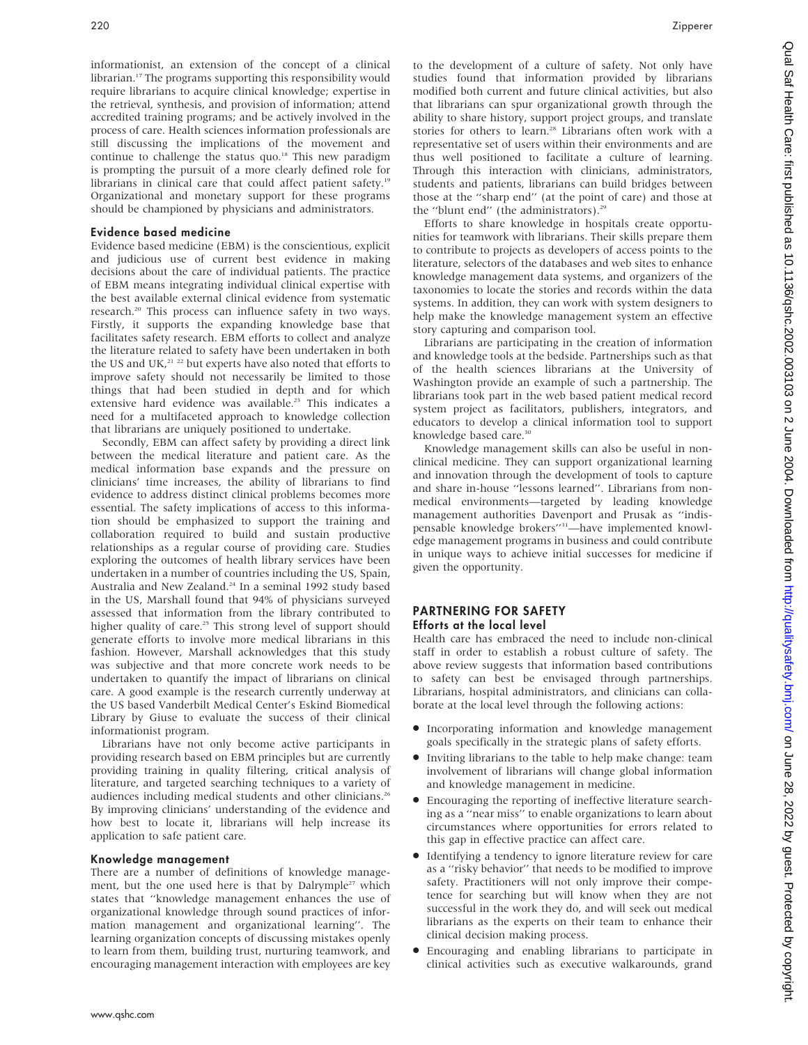informationist, an extension of the concept of a clinical librarian.[17] The programs supporting this responsibility would require librarians to acquire clinical knowledge; expertise in the retrieval, synthesis, and provision of information; attend accredited training programs; and be actively involved in the process of care. Health sciences information professionals are still discussing the implications of the movement and continue to challenge the status quo.[18] This new paradigm is prompting the pursuit of a more clearly defined role for librarians in clinical care that could affect patient safety.[19] Organizational and monetary support for these programs should be championed by physicians and administrators.

### Evidence based medicine

Evidence based medicine (EBM) is the conscientious, explicit and judicious use of current best evidence in making decisions about the care of individual patients. The practice of EBM means integrating individual clinical expertise with the best available external clinical evidence from systematic research.[20] This process can influence safety in two ways. Firstly, it supports the expanding knowledge base that facilitates safety research. EBM efforts to collect and analyze the literature related to safety have been undertaken in both the US and UK,[21 22] but experts have also noted that efforts to improve safety should not necessarily be limited to those things that had been studied in depth and for which extensive hard evidence was available.[23] This indicates a need for a multifaceted approach to knowledge collection that librarians are uniquely positioned to undertake.

Secondly, EBM can affect safety by providing a direct link between the medical literature and patient care. As the medical information base expands and the pressure on clinicians' time increases, the ability of librarians to find evidence to address distinct clinical problems becomes more essential. The safety implications of access to this information should be emphasized to support the training and collaboration required to build and sustain productive relationships as a regular course of providing care. Studies exploring the outcomes of health library services have been undertaken in a number of countries including the US, Spain, Australia and New Zealand.[24] In a seminal 1992 study based in the US, Marshall found that 94% of physicians surveyed assessed that information from the library contributed to higher quality of care.[25] This strong level of support should generate efforts to involve more medical librarians in this fashion. However, Marshall acknowledges that this study was subjective and that more concrete work needs to be undertaken to quantify the impact of librarians on clinical care. A good example is the research currently underway at the US based Vanderbilt Medical Center's Eskind Biomedical Library by Giuse to evaluate the success of their clinical informationist program.

Librarians have not only become active participants in providing research based on EBM principles but are currently providing training in quality filtering, critical analysis of literature, and targeted searching techniques to a variety of audiences including medical students and other clinicians.[26] By improving clinicians' understanding of the evidence and how best to locate it, librarians will help increase its application to safe patient care.

### Knowledge management

There are a number of definitions of knowledge management, but the one used here is that by Dalrymple[27] which states that ''knowledge management enhances the use of organizational knowledge through sound practices of information management and organizational learning''. The learning organization concepts of discussing mistakes openly to learn from them, building trust, nurturing teamwork, and encouraging management interaction with employees are key to the development of a culture of safety. Not only have studies found that information provided by librarians modified both current and future clinical activities, but also that librarians can spur organizational growth through the ability to share history, support project groups, and translate stories for others to learn.[28] Librarians often work with a representative set of users within their environments and are thus well positioned to facilitate a culture of learning. Through this interaction with clinicians, administrators, students and patients, librarians can build bridges between those at the ''sharp end'' (at the point of care) and those at the ''blunt end'' (the administrators).[29]

Efforts to share knowledge in hospitals create opportunities for teamwork with librarians. Their skills prepare them to contribute to projects as developers of access points to the literature, selectors of the databases and web sites to enhance knowledge management data systems, and organizers of the taxonomies to locate the stories and records within the data systems. In addition, they can work with system designers to help make the knowledge management system an effective story capturing and comparison tool.

Librarians are participating in the creation of information and knowledge tools at the bedside. Partnerships such as that of the health sciences librarians at the University of Washington provide an example of such a partnership. The librarians took part in the web based patient medical record system project as facilitators, publishers, integrators, and educators to develop a clinical information tool to support knowledge based care.[30]

Knowledge management skills can also be useful in non-clinical medicine. They can support organizational learning and innovation through the development of tools to capture and share in-house ''lessons learned''. Librarians from non-medical environments—targeted by leading knowledge management authorities Davenport and Prusak as ''indispensable knowledge brokers''[31]—have implemented knowledge management programs in business and could contribute in unique ways to achieve initial successes for medicine if given the opportunity.

## PARTNERING FOR SAFETY

### Efforts at the local level

Health care has embraced the need to include non-clinical staff in order to establish a robust culture of safety. The above review suggests that information based contributions to safety can best be envisaged through partnerships. Librarians, hospital administrators, and clinicians can collaborate at the local level through the following actions:

- Incorporating information and knowledge management goals specifically in the strategic plans of safety efforts.
- Inviting librarians to the table to help make change: team involvement of librarians will change global information and knowledge management in medicine.
- Encouraging the reporting of ineffective literature searching as a ''near miss'' to enable organizations to learn about circumstances where opportunities for errors related to this gap in effective practice can affect care.
- Identifying a tendency to ignore literature review for care as a ''risky behavior'' that needs to be modified to improve safety. Practitioners will not only improve their competence for searching but will know when they are not successful in the work they do, and will seek out medical librarians as the experts on their team to enhance their clinical decision making process.
- Encouraging and enabling librarians to participate in clinical activities such as executive walkarounds, grand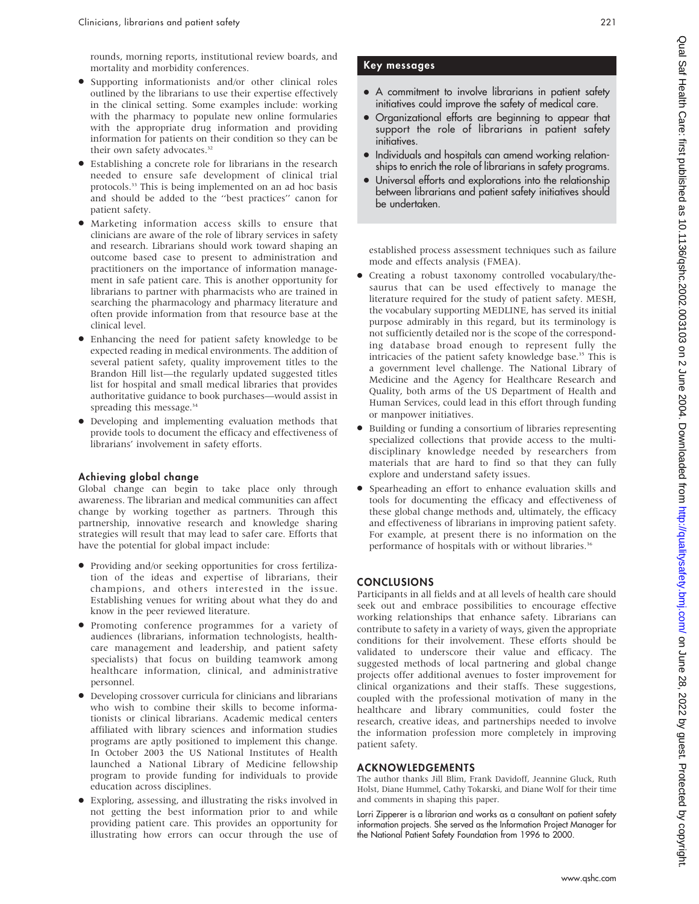rounds, morning reports, institutional review boards, and mortality and morbidity conferences.

- Supporting informationists and/or other clinical roles outlined by the librarians to use their expertise effectively in the clinical setting. Some examples include: working with the pharmacy to populate new online formularies with the appropriate drug information and providing information for patients on their condition so they can be their own safety advocates.[32]
- Establishing a concrete role for librarians in the research needed to ensure safe development of clinical trial protocols.[33] This is being implemented on an ad hoc basis and should be added to the "best practices" canon for patient safety.
- Marketing information access skills to ensure that clinicians are aware of the role of library services in safety and research. Librarians should work toward shaping an outcome based case to present to administration and practitioners on the importance of information management in safe patient care. This is another opportunity for librarians to partner with pharmacists who are trained in searching the pharmacology and pharmacy literature and often provide information from that resource base at the clinical level.
- Enhancing the need for patient safety knowledge to be expected reading in medical environments. The addition of several patient safety, quality improvement titles to the Brandon Hill list—the regularly updated suggested titles list for hospital and small medical libraries that provides authoritative guidance to book purchases—would assist in spreading this message.[34]
- Developing and implementing evaluation methods that provide tools to document the efficacy and effectiveness of librarians' involvement in safety efforts.

### Achieving global change

Global change can begin to take place only through awareness. The librarian and medical communities can affect change by working together as partners. Through this partnership, innovative research and knowledge sharing strategies will result that may lead to safer care. Efforts that have the potential for global impact include:

- Providing and/or seeking opportunities for cross fertilization of the ideas and expertise of librarians, their champions, and others interested in the issue. Establishing venues for writing about what they do and know in the peer reviewed literature.
- Promoting conference programmes for a variety of audiences (librarians, information technologists, healthcare management and leadership, and patient safety specialists) that focus on building teamwork among healthcare information, clinical, and administrative personnel.
- Developing crossover curricula for clinicians and librarians who wish to combine their skills to become informationists or clinical librarians. Academic medical centers affiliated with library sciences and information studies programs are aptly positioned to implement this change. In October 2003 the US National Institutes of Health launched a National Library of Medicine fellowship program to provide funding for individuals to provide education across disciplines.
- Exploring, assessing, and illustrating the risks involved in not getting the best information prior to and while providing patient care. This provides an opportunity for illustrating how errors can occur through the use of established process assessment techniques such as failure mode and effects analysis (FMEA).
- Creating a robust taxonomy controlled vocabulary/thesaurus that can be used effectively to manage the literature required for the study of patient safety. MESH, the vocabulary supporting MEDLINE, has served its initial purpose admirably in this regard, but its terminology is not sufficiently detailed nor is the scope of the corresponding database broad enough to represent fully the intricacies of the patient safety knowledge base.[35] This is a government level challenge. The National Library of Medicine and the Agency for Healthcare Research and Quality, both arms of the US Department of Health and Human Services, could lead in this effort through funding or manpower initiatives.
- Building or funding a consortium of libraries representing specialized collections that provide access to the multidisciplinary knowledge needed by researchers from materials that are hard to find so that they can fully explore and understand safety issues.
- Spearheading an effort to enhance evaluation skills and tools for documenting the efficacy and effectiveness of these global change methods and, ultimately, the efficacy and effectiveness of librarians in improving patient safety. For example, at present there is no information on the performance of hospitals with or without libraries.[36]

> **Key messages**
>
> - A commitment to involve librarians in patient safety initiatives could improve the safety of medical care.
> - Organizational efforts are beginning to appear that support the role of librarians in patient safety initiatives.
> - Individuals and hospitals can amend working relationships to enrich the role of librarians in safety programs.
> - Universal efforts and explorations into the relationship between librarians and patient safety initiatives should be undertaken.

## CONCLUSIONS

Participants in all fields and at all levels of health care should seek out and embrace possibilities to encourage effective working relationships that enhance safety. Librarians can contribute to safety in a variety of ways, given the appropriate conditions for their involvement. These efforts should be validated to underscore their value and efficacy. The suggested methods of local partnering and global change projects offer additional avenues to foster improvement for clinical organizations and their staffs. These suggestions, coupled with the professional motivation of many in the healthcare and library communities, could foster the research, creative ideas, and partnerships needed to involve the information profession more completely in improving patient safety.

## ACKNOWLEDGEMENTS

The author thanks Jill Blim, Frank Davidoff, Jeannine Gluck, Ruth Holst, Diane Hummel, Cathy Tokarski, and Diane Wolf for their time and comments in shaping this paper.

Lorri Zipperer is a librarian and works as a consultant on patient safety information projects. She served as the Information Project Manager for the National Patient Safety Foundation from 1996 to 2000.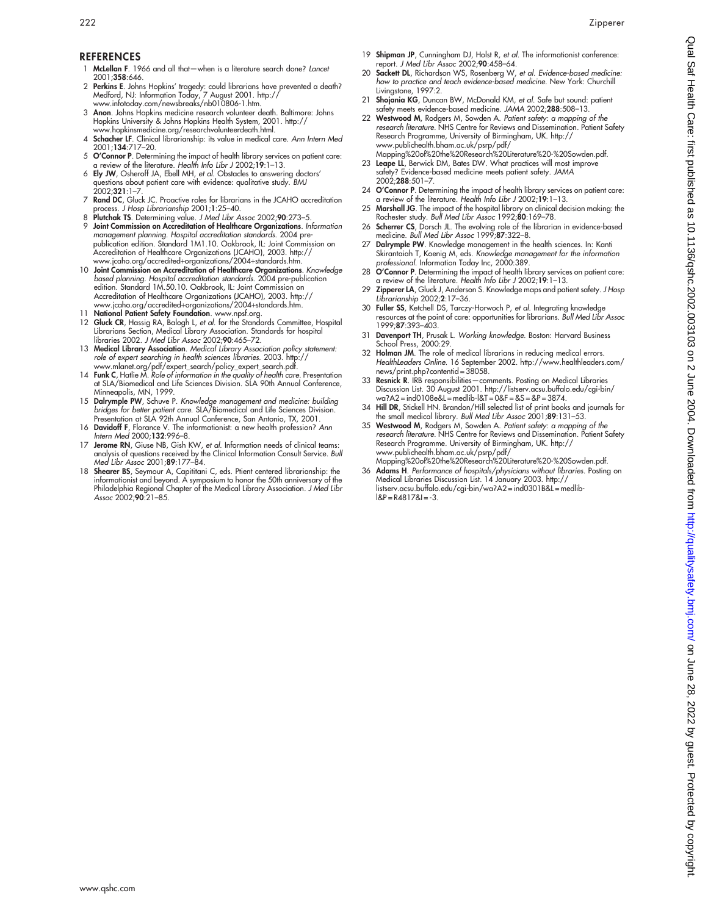## REFERENCES

1. **McLellan F**. 1966 and all that—when is a literature search done? *Lancet* 2001;**358**:646.
2. **Perkins E**. Johns Hopkins' tragedy: could librarians have prevented a death? Medford, NJ: Information Today, 7 August 2001. http://www.infotoday.com/newsbreaks/nb010806-1.htm.
3. **Anon**. Johns Hopkins medicine research volunteer death. Baltimore: Johns Hopkins University & Johns Hopkins Health System, 2001. http://www.hopkinsmedicine.org/researchvolunteerdeath.html.
4. **Schacher LF**. Clinical librarianship: its value in medical care. *Ann Intern Med* 2001;**134**:717–20.
5. **O'Connor P**. Determining the impact of health library services on patient care: a review of the literature. *Health Info Libr J* 2002;**19**:1–13.
6. **Ely JW**, Osheroff JA, Ebell MH, *et al*. Obstacles to answering doctors' questions about patient care with evidence: qualitative study. *BMJ* 2002;**321**:1–7.
7. **Rand DC**, Gluck JC. Proactive roles for librarians in the JCAHO accreditation process. *J Hosp Librarianship* 2001;**1**:25–40.
8. **Plutchak TS**. Determining value. *J Med Libr Assoc* 2002;**90**:273–5.
9. **Joint Commission on Accreditation of Healthcare Organizations**. *Information management planning. Hospital accreditation standards*. 2004 pre-publication edition. Standard 1M1.10. Oakbrook, IL: Joint Commission on Accreditation of Healthcare Organizations (JCAHO), 2003. http://www.jcaho.org/accredited+organizations/2004+standards.htm.
10. **Joint Commission on Accreditation of Healthcare Organizations**. *Knowledge based planning. Hospital accreditation standards*. 2004 pre-publication edition. Standard 1M.50.10. Oakbrook, IL: Joint Commission on Accreditation of Healthcare Organizations (JCAHO), 2003. http://www.jcaho.org/accredited+organizations/2004+standards.htm.
11. **National Patient Safety Foundation**. www.npsf.org.
12. **Gluck CR**, Hassig RA, Balogh L, *et al*. for the Standards Committee, Hospital Librarians Section, Medical Library Association. Standards for hospital libraries 2002. *J Med Libr Assoc* 2002;**90**:465–72.
13. **Medical Library Association**. *Medical Library Association policy statement: role of expert searching in health sciences libraries*. 2003. http://www.mlanet.org/pdf/expert_search/policy_expert_search.pdf.
14. **Funk C**, Hatlie M. *Role of information in the quality of health care*. Presentation at SLA/Biomedical and Life Sciences Division. SLA 90th Annual Conference, Minneapolis, MN, 1999.
15. **Dalrymple PW**, Schuve P. *Knowledge management and medicine: building bridges for better patient care*. SLA/Biomedical and Life Sciences Division. Presentation at SLA 92th Annual Conference, San Antonio, TX, 2001.
16. **Davidoff F**, Florance V. The informationist: a new health profession? *Ann Intern Med* 2000;**132**:996–8.
17. **Jerome RN**, Giuse NB, Gish KW, *et al*. Information needs of clinical teams: analysis of questions received by the Clinical Information Consult Service. *Bull Med Libr Assoc* 2001;**89**:177–84.
18. **Shearer BS**, Seymour A, Capititani C, eds. Ptient centered librarianship: the informationist and beyond. A symposium to honor the 50th anniversary of the Philadelphia Regional Chapter of the Medical Library Association. *J Med Libr Assoc* 2002;**90**:21–85.
19. **Shipman JP**, Cunningham DJ, Holst R, *et al*. The informationist conference: report. *J Med Libr Assoc* 2002;**90**:458–64.
20. **Sackett DL**, Richardson WS, Rosenberg W, *et al*. *Evidence-based medicine: how to practice and teach evidence-based medicine*. New York: Churchill Livingstone, 1997:2.
21. **Shojania KG**, Duncan BW, McDonald KM, *et al*. Safe but sound: patient safety meets evidence-based medicine. *JAMA* 2002;**288**:508–13.
22. **Westwood M**, Rodgers M, Sowden A. *Patient safety: a mapping of the research literature*. NHS Centre for Reviews and Dissemination. Patient Safety Research Programme, University of Birmingham, UK. http://www.publichealth.bham.ac.uk/psrp/pdf/Mapping%20of%20the%20Research%20Literature%20-%20Sowden.pdf.
23. **Leape LL**, Berwick DM, Bates DW. What practices will most improve safety? Evidence-based medicine meets patient safety. *JAMA* 2002;**288**:501–7.
24. **O'Connor P**. Determining the impact of health library services on patient care: a review of the literature. *Health Info Libr J* 2002;**19**:1–13.
25. **Marshall JG**. The impact of the hospital library on clinical decision making: the Rochester study. *Bull Med Libr Assoc* 1992;**80**:169–78.
26. **Scherrer CS**, Dorsch JL. The evolving role of the librarian in evidence-based medicine. *Bull Med Libr Assoc* 1999;**87**:322–8.
27. **Dalrymple PW**. Knowledge management in the health sciences. In: Kanti Skirantaiah T, Koenig M, eds. *Knowledge management for the information professional*. Information Today Inc, 2000:389.
28. **O'Connor P**. Determining the impact of health library services on patient care: a review of the literature. *Health Info Libr J* 2002;**19**:1–13.
29. **Zipperer LA**, Gluck J, Anderson S. Knowledge maps and patient safety. *J Hosp Librarianship* 2002;**2**:17–36.
30. **Fuller SS**, Ketchell DS, Tarczy-Horwoch P, *et al*. Integrating knowledge resources at the point of care: opportunities for librarians. *Bull Med Libr Assoc* 1999;**87**:393–403.
31. **Davenport TH**, Prusak L. *Working knowledge*. Boston: Harvard Business School Press, 2000:29.
32. **Holman JM**. The role of medical librarians in reducing medical errors. *HealthLeaders Online*. 16 September 2002. http://www.healthleaders.com/news/print.php?contentid=38058.
33. **Resnick R**. IRB responsibilities—comments. Posting on Medical Libraries Discussion List. 30 August 2001. http://listserv.acsu.buffalo.edu/cgi-bin/wa?A2=ind0108e&L=medlib-l&T=0&F=&S=&P=3874.
34. **Hill DR**, Stickell HN. Brandon/Hill selected list of print books and journals for the small medical library. *Bull Med Libr Assoc* 2001;**89**:131–53.
35. **Westwood M**, Rodgers M, Sowden A. *Patient safety: a mapping of the research literature*. NHS Centre for Reviews and Dissemination. Patient Safety Research Programme. University of Birmingham, UK. http://www.publichealth.bham.ac.uk/psrp/pdf/Mapping%20of%20the%20Research%20Literature%20-%20Sowden.pdf.
36. **Adams H**. *Performance of hospitals/physicians without libraries*. Posting on Medical Libraries Discussion List. 14 January 2003. http://listserv.acsu.buffalo.edu/cgi-bin/wa?A2=ind0301B&L=medlib-l&P=R4817&I=-3.